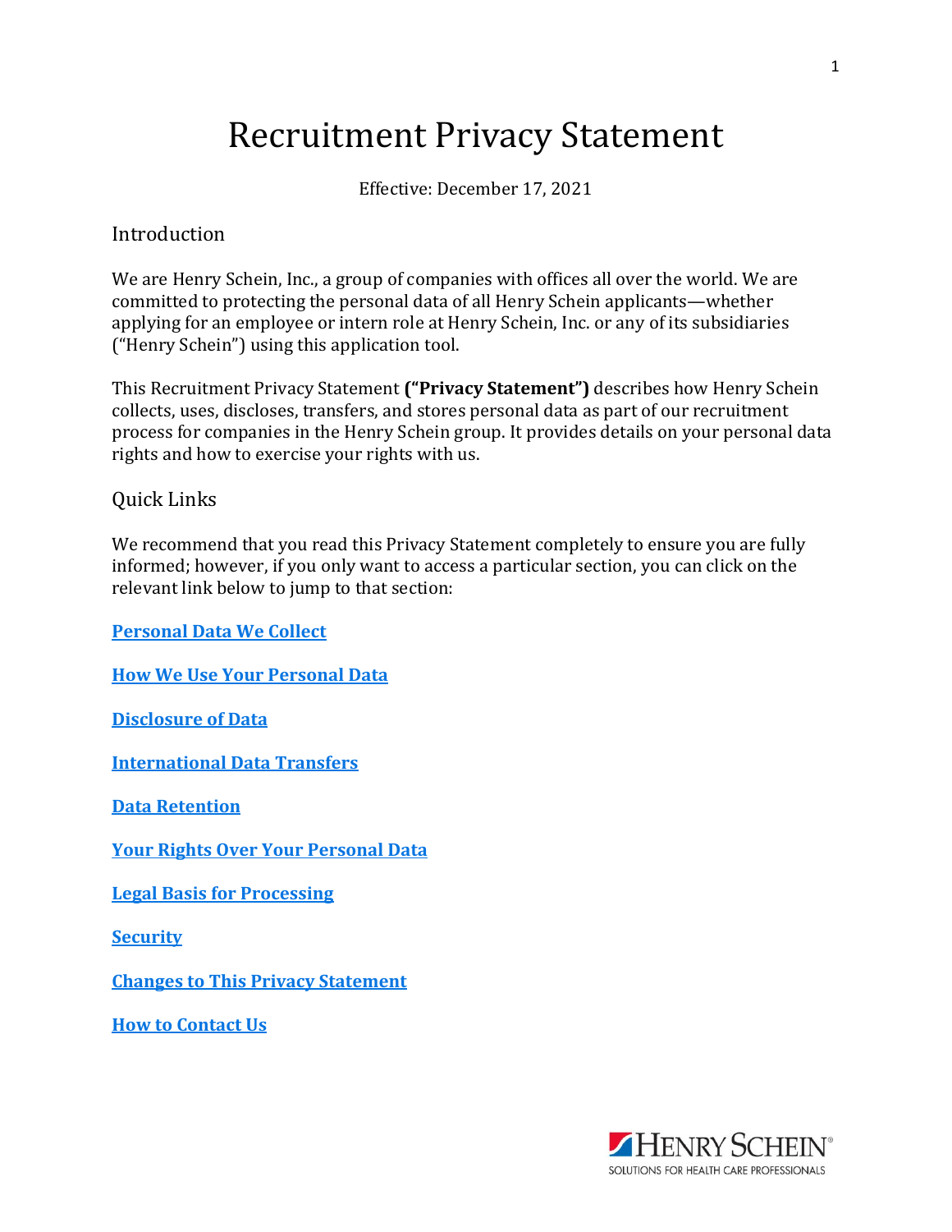# Recruitment Privacy Statement

Effective: December 17, 2021

## Introduction

We are Henry Schein, Inc., a group of companies with offices all over the world. We are committed to protecting the personal data of all Henry Schein applicants—whether applying for an employee or intern role at Henry Schein, Inc. or any of its subsidiaries ("Henry Schein") using this application tool.

This Recruitment Privacy Statement **("Privacy Statement")** describes how Henry Schein collects, uses, discloses, transfers, and stores personal data as part of our recruitment process for companies in the Henry Schein group. It provides details on your personal data rights and how to exercise your rights with us.

## Quick Links

We recommend that you read this Privacy Statement completely to ensure you are fully informed; however, if you only want to access a particular section, you can click on the relevant link below to jump to that section:

**Personal Data We Collect**

**How We Use Your Personal Data**

**Disclosure of Data**

**International Data Transfers**

**Data Retention**

**Your Rights Over Your Personal Data**

**Legal Basis for Processing**

**Security**

**Changes to This Privacy Statement**

**How to Contact Us**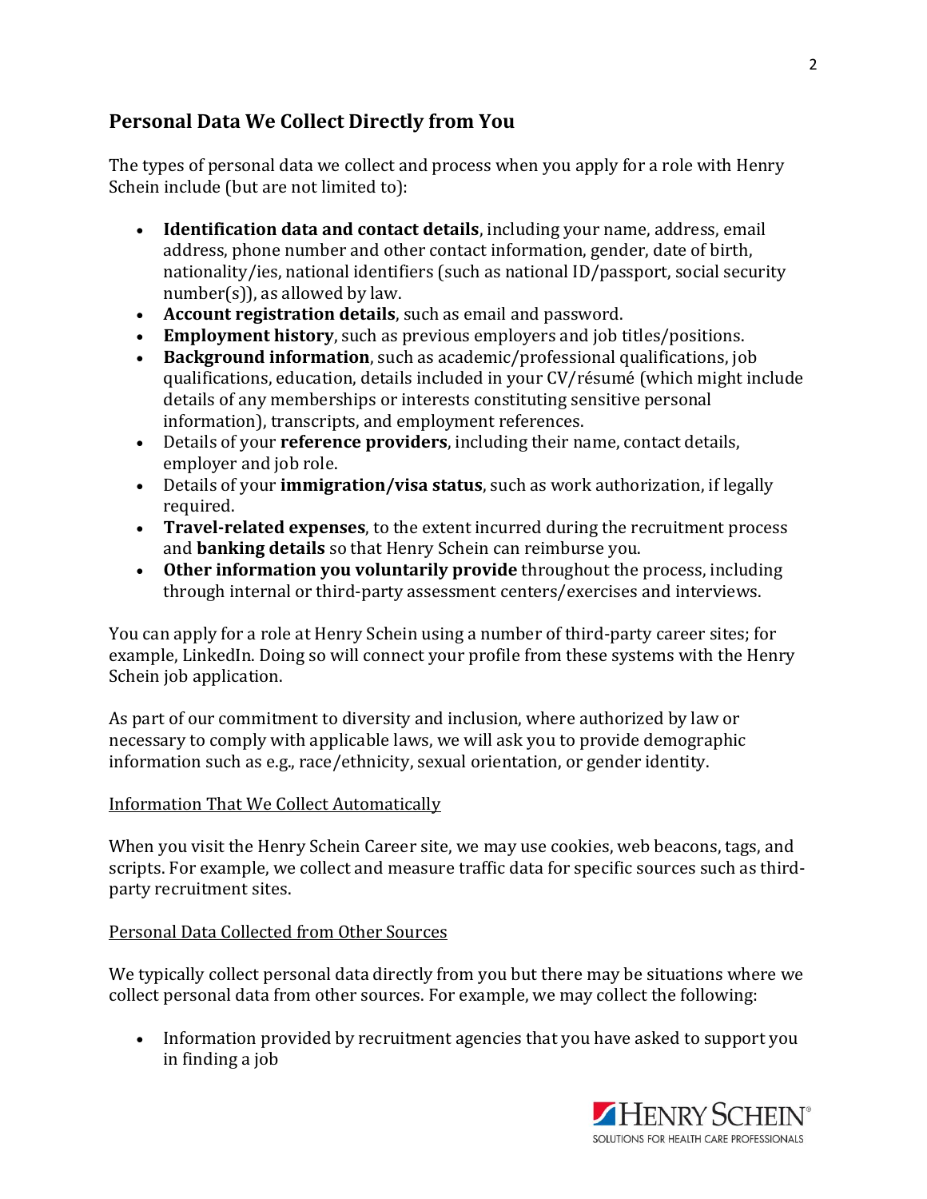## Personal Data We Collect Directly from You

The types of personal data we collect and process when you apply for a role with Henry Schein include (but are not limited to):

- **Identification data and contact details**, including your name, address, email address, phone number and other contact information, gender, date of birth, nationality/ies, national identifiers (such as national ID/passport, social security number(s)), as allowed by law.
- **Account registration details**, such as email and password.
- **Employment history**, such as previous employers and job titles/positions.
- **Background information**, such as academic/professional qualifications, job qualifications, education, details included in your CV/résumé (which might include details of any memberships or interests constituting sensitive personal information), transcripts, and employment references.
- Details of your **reference providers**, including their name, contact details, employer and job role.
- Details of your **immigration/visa status**, such as work authorization, if legally required.
- **Travel-related expenses**, to the extent incurred during the recruitment process and **banking details** so that Henry Schein can reimburse you.
- **Other information you voluntarily provide** throughout the process, including through internal or third-party assessment centers/exercises and interviews.

You can apply for a role at Henry Schein using a number of third-party career sites; for example, LinkedIn. Doing so will connect your profile from these systems with the Henry Schein job application.

As part of our commitment to diversity and inclusion, where authorized by law or necessary to comply with applicable laws, we will ask you to provide demographic information such as e.g., race/ethnicity, sexual orientation, or gender identity.

### Information That We Collect Automatically

When you visit the Henry Schein Career site, we may use cookies, web beacons, tags, and scripts. For example, we collect and measure traffic data for specific sources such as third-party recruitment sites.

### Personal Data Collected from Other Sources

We typically collect personal data directly from you but there may be situations where we collect personal data from other sources. For example, we may collect the following:

- Information provided by recruitment agencies that you have asked to support you in finding a job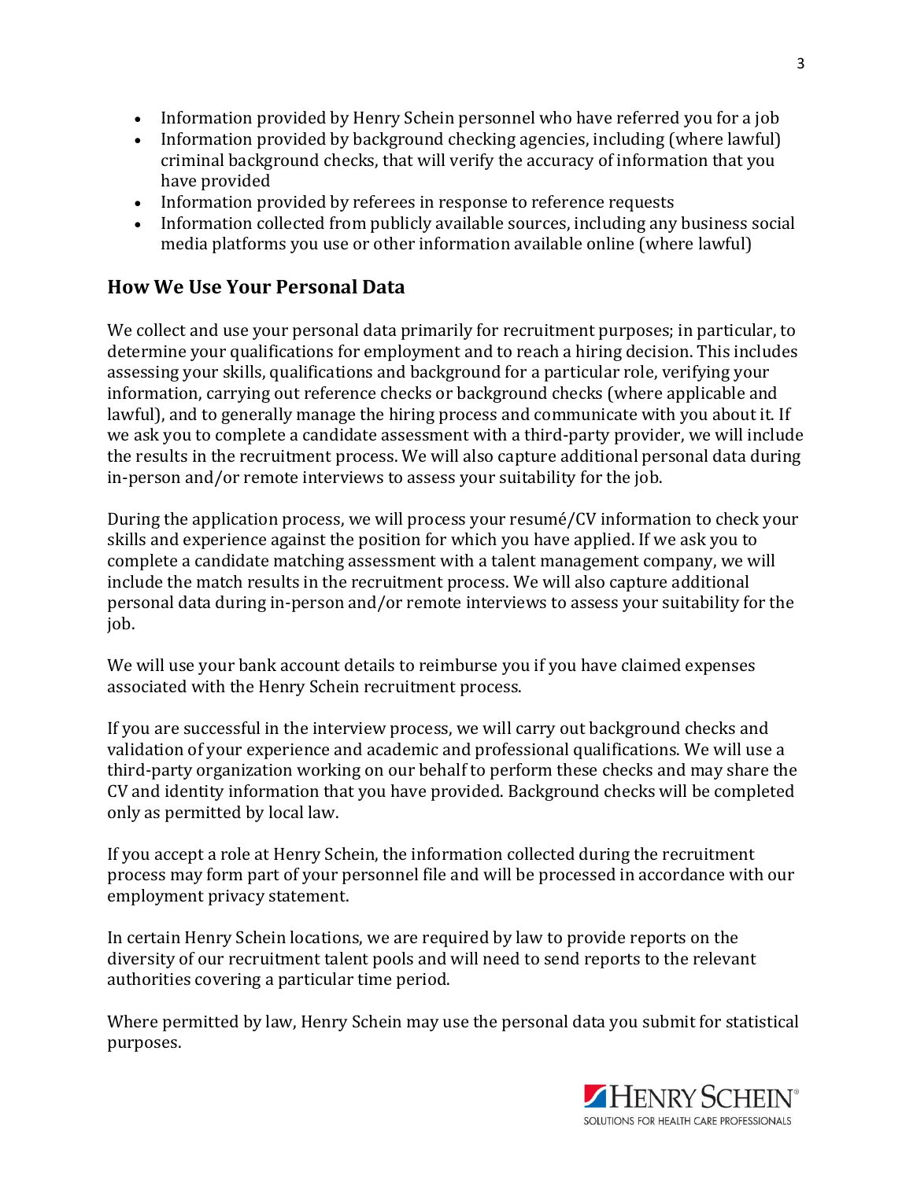- Information provided by Henry Schein personnel who have referred you for a job
- Information provided by background checking agencies, including (where lawful) criminal background checks, that will verify the accuracy of information that you have provided
- Information provided by referees in response to reference requests
- Information collected from publicly available sources, including any business social media platforms you use or other information available online (where lawful)

## How We Use Your Personal Data

We collect and use your personal data primarily for recruitment purposes; in particular, to determine your qualifications for employment and to reach a hiring decision. This includes assessing your skills, qualifications and background for a particular role, verifying your information, carrying out reference checks or background checks (where applicable and lawful), and to generally manage the hiring process and communicate with you about it. If we ask you to complete a candidate assessment with a third-party provider, we will include the results in the recruitment process. We will also capture additional personal data during in-person and/or remote interviews to assess your suitability for the job.

During the application process, we will process your resumé/CV information to check your skills and experience against the position for which you have applied. If we ask you to complete a candidate matching assessment with a talent management company, we will include the match results in the recruitment process. We will also capture additional personal data during in-person and/or remote interviews to assess your suitability for the job.

We will use your bank account details to reimburse you if you have claimed expenses associated with the Henry Schein recruitment process.

If you are successful in the interview process, we will carry out background checks and validation of your experience and academic and professional qualifications. We will use a third-party organization working on our behalf to perform these checks and may share the CV and identity information that you have provided. Background checks will be completed only as permitted by local law.

If you accept a role at Henry Schein, the information collected during the recruitment process may form part of your personnel file and will be processed in accordance with our employment privacy statement.

In certain Henry Schein locations, we are required by law to provide reports on the diversity of our recruitment talent pools and will need to send reports to the relevant authorities covering a particular time period.

Where permitted by law, Henry Schein may use the personal data you submit for statistical purposes.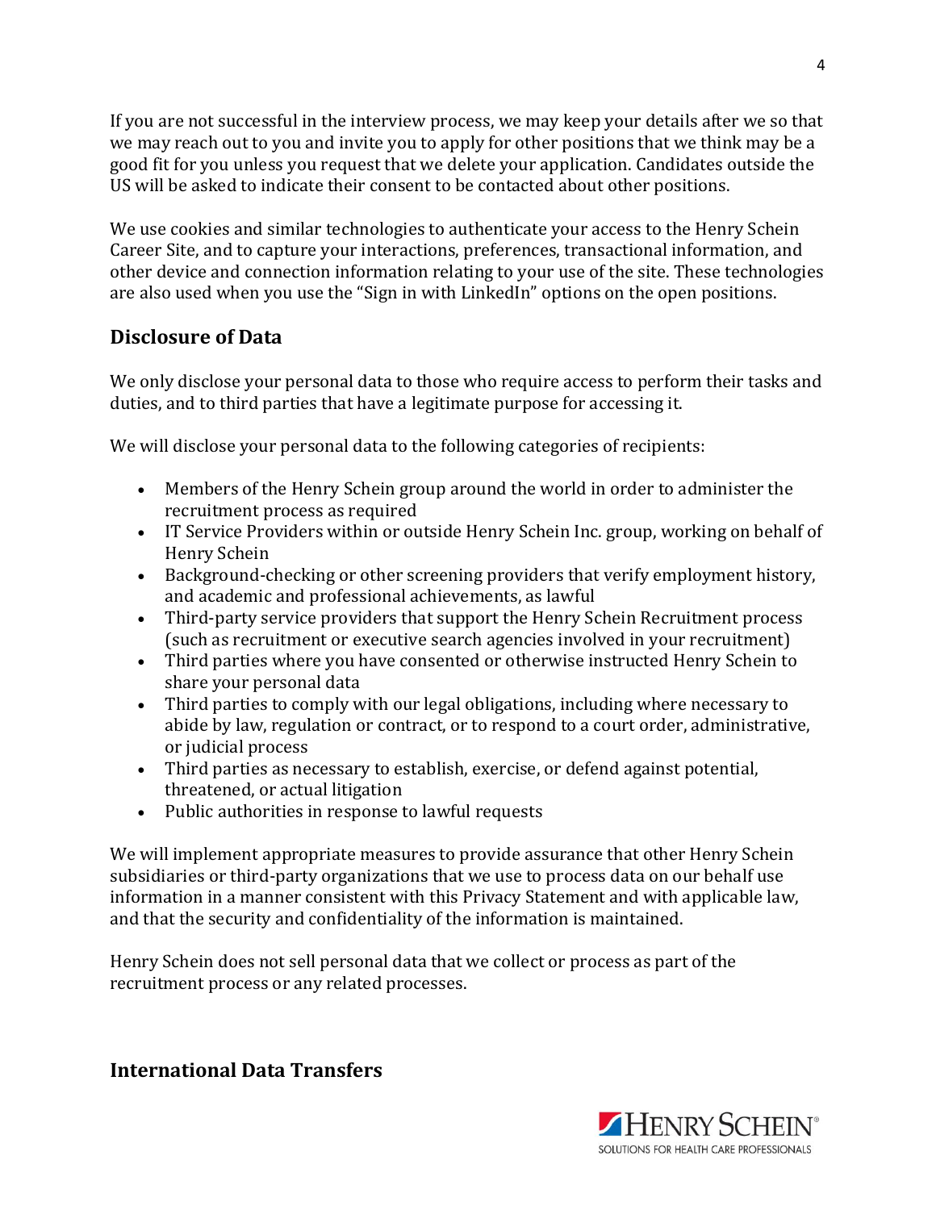If you are not successful in the interview process, we may keep your details after we so that we may reach out to you and invite you to apply for other positions that we think may be a good fit for you unless you request that we delete your application. Candidates outside the US will be asked to indicate their consent to be contacted about other positions.

We use cookies and similar technologies to authenticate your access to the Henry Schein Career Site, and to capture your interactions, preferences, transactional information, and other device and connection information relating to your use of the site. These technologies are also used when you use the "Sign in with LinkedIn" options on the open positions.

## Disclosure of Data

We only disclose your personal data to those who require access to perform their tasks and duties, and to third parties that have a legitimate purpose for accessing it.

We will disclose your personal data to the following categories of recipients:

- Members of the Henry Schein group around the world in order to administer the recruitment process as required
- IT Service Providers within or outside Henry Schein Inc. group, working on behalf of Henry Schein
- Background-checking or other screening providers that verify employment history, and academic and professional achievements, as lawful
- Third-party service providers that support the Henry Schein Recruitment process (such as recruitment or executive search agencies involved in your recruitment)
- Third parties where you have consented or otherwise instructed Henry Schein to share your personal data
- Third parties to comply with our legal obligations, including where necessary to abide by law, regulation or contract, or to respond to a court order, administrative, or judicial process
- Third parties as necessary to establish, exercise, or defend against potential, threatened, or actual litigation
- Public authorities in response to lawful requests

We will implement appropriate measures to provide assurance that other Henry Schein subsidiaries or third-party organizations that we use to process data on our behalf use information in a manner consistent with this Privacy Statement and with applicable law, and that the security and confidentiality of the information is maintained.

Henry Schein does not sell personal data that we collect or process as part of the recruitment process or any related processes.

## International Data Transfers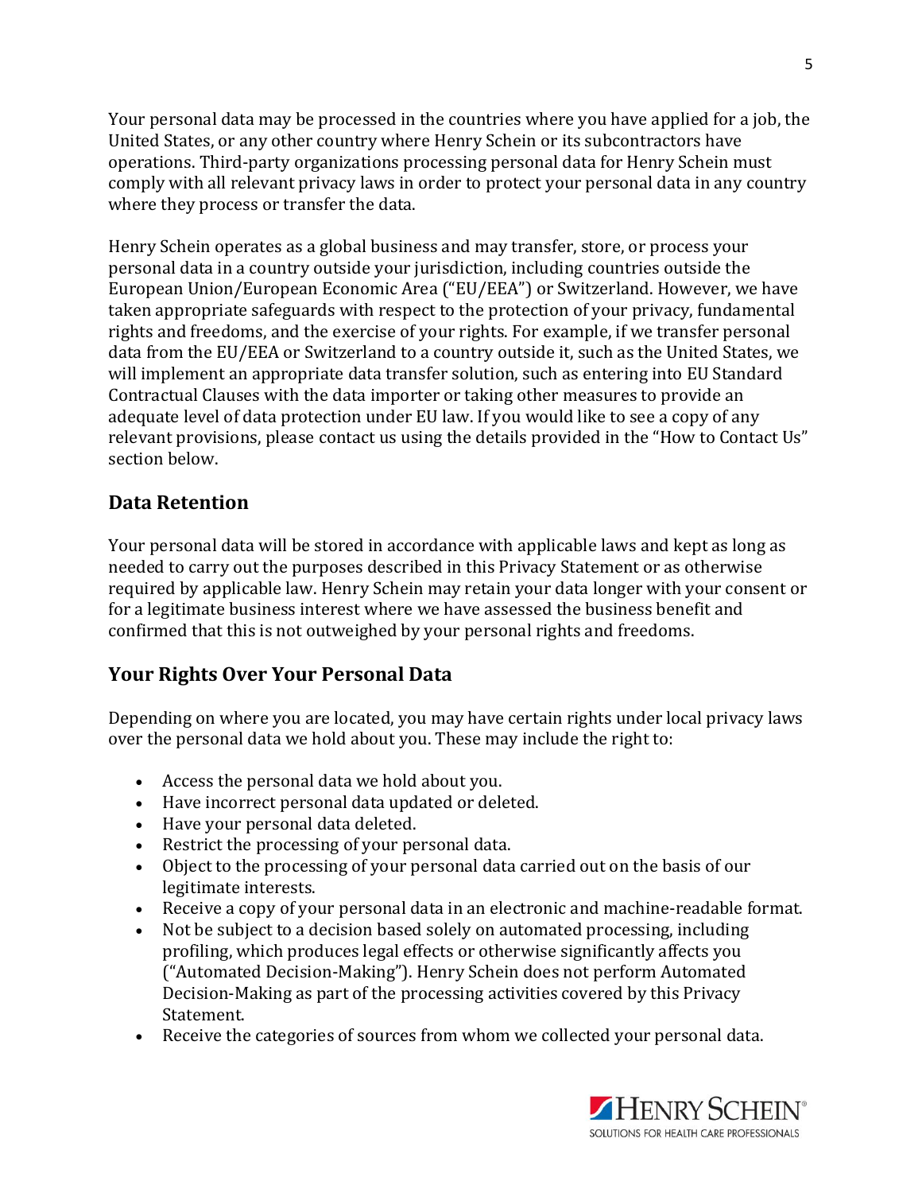Your personal data may be processed in the countries where you have applied for a job, the United States, or any other country where Henry Schein or its subcontractors have operations. Third-party organizations processing personal data for Henry Schein must comply with all relevant privacy laws in order to protect your personal data in any country where they process or transfer the data.

Henry Schein operates as a global business and may transfer, store, or process your personal data in a country outside your jurisdiction, including countries outside the European Union/European Economic Area ("EU/EEA") or Switzerland. However, we have taken appropriate safeguards with respect to the protection of your privacy, fundamental rights and freedoms, and the exercise of your rights. For example, if we transfer personal data from the EU/EEA or Switzerland to a country outside it, such as the United States, we will implement an appropriate data transfer solution, such as entering into EU Standard Contractual Clauses with the data importer or taking other measures to provide an adequate level of data protection under EU law. If you would like to see a copy of any relevant provisions, please contact us using the details provided in the "How to Contact Us" section below.

## Data Retention

Your personal data will be stored in accordance with applicable laws and kept as long as needed to carry out the purposes described in this Privacy Statement or as otherwise required by applicable law. Henry Schein may retain your data longer with your consent or for a legitimate business interest where we have assessed the business benefit and confirmed that this is not outweighed by your personal rights and freedoms.

## Your Rights Over Your Personal Data

Depending on where you are located, you may have certain rights under local privacy laws over the personal data we hold about you. These may include the right to:

- Access the personal data we hold about you.
- Have incorrect personal data updated or deleted.
- Have your personal data deleted.
- Restrict the processing of your personal data.
- Object to the processing of your personal data carried out on the basis of our legitimate interests.
- Receive a copy of your personal data in an electronic and machine-readable format.
- Not be subject to a decision based solely on automated processing, including profiling, which produces legal effects or otherwise significantly affects you ("Automated Decision-Making"). Henry Schein does not perform Automated Decision-Making as part of the processing activities covered by this Privacy Statement.
- Receive the categories of sources from whom we collected your personal data.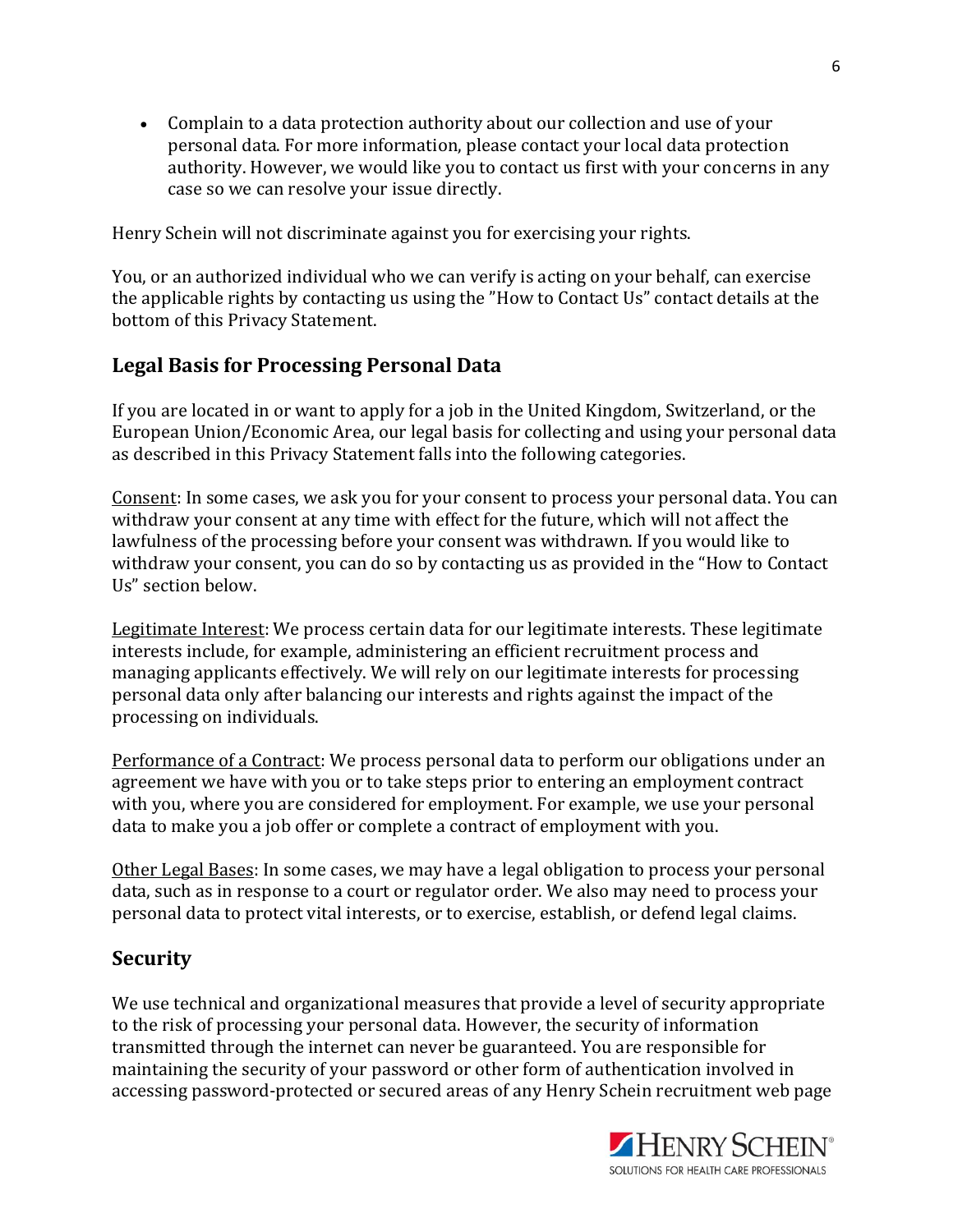- Complain to a data protection authority about our collection and use of your personal data. For more information, please contact your local data protection authority. However, we would like you to contact us first with your concerns in any case so we can resolve your issue directly.

Henry Schein will not discriminate against you for exercising your rights.

You, or an authorized individual who we can verify is acting on your behalf, can exercise the applicable rights by contacting us using the "How to Contact Us" contact details at the bottom of this Privacy Statement.

## Legal Basis for Processing Personal Data

If you are located in or want to apply for a job in the United Kingdom, Switzerland, or the European Union/Economic Area, our legal basis for collecting and using your personal data as described in this Privacy Statement falls into the following categories.

Consent: In some cases, we ask you for your consent to process your personal data. You can withdraw your consent at any time with effect for the future, which will not affect the lawfulness of the processing before your consent was withdrawn. If you would like to withdraw your consent, you can do so by contacting us as provided in the "How to Contact Us" section below.

Legitimate Interest: We process certain data for our legitimate interests. These legitimate interests include, for example, administering an efficient recruitment process and managing applicants effectively. We will rely on our legitimate interests for processing personal data only after balancing our interests and rights against the impact of the processing on individuals.

Performance of a Contract: We process personal data to perform our obligations under an agreement we have with you or to take steps prior to entering an employment contract with you, where you are considered for employment. For example, we use your personal data to make you a job offer or complete a contract of employment with you.

Other Legal Bases: In some cases, we may have a legal obligation to process your personal data, such as in response to a court or regulator order. We also may need to process your personal data to protect vital interests, or to exercise, establish, or defend legal claims.

## Security

We use technical and organizational measures that provide a level of security appropriate to the risk of processing your personal data. However, the security of information transmitted through the internet can never be guaranteed. You are responsible for maintaining the security of your password or other form of authentication involved in accessing password-protected or secured areas of any Henry Schein recruitment web page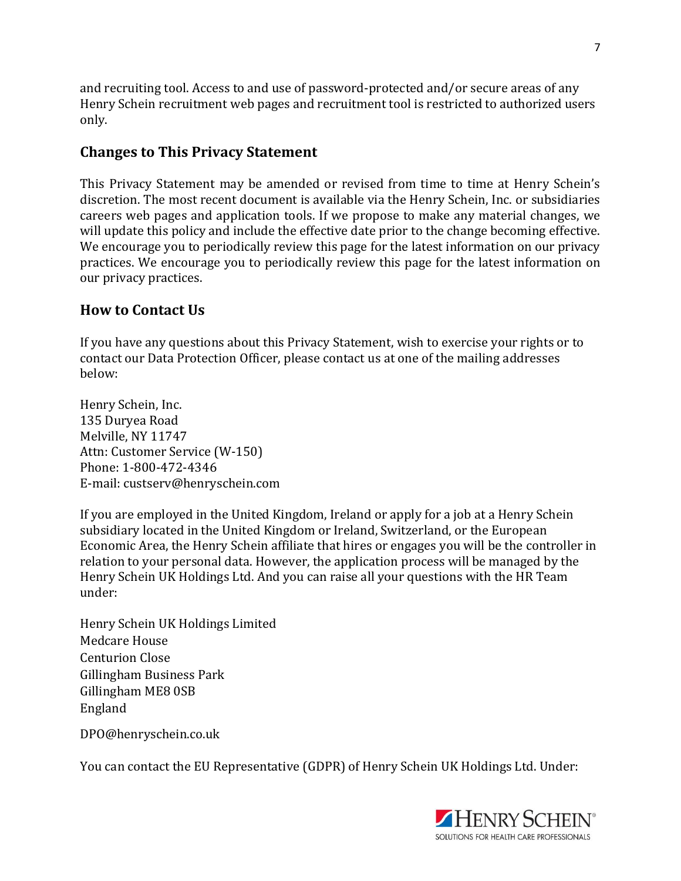and recruiting tool. Access to and use of password-protected and/or secure areas of any Henry Schein recruitment web pages and recruitment tool is restricted to authorized users only.

## Changes to This Privacy Statement

This Privacy Statement may be amended or revised from time to time at Henry Schein's discretion. The most recent document is available via the Henry Schein, Inc. or subsidiaries careers web pages and application tools. If we propose to make any material changes, we will update this policy and include the effective date prior to the change becoming effective. We encourage you to periodically review this page for the latest information on our privacy practices. We encourage you to periodically review this page for the latest information on our privacy practices.

## How to Contact Us

If you have any questions about this Privacy Statement, wish to exercise your rights or to contact our Data Protection Officer, please contact us at one of the mailing addresses below:

Henry Schein, Inc.
135 Duryea Road
Melville, NY 11747
Attn: Customer Service (W-150)
Phone: 1-800-472-4346
E-mail: custserv@henryschein.com

If you are employed in the United Kingdom, Ireland or apply for a job at a Henry Schein subsidiary located in the United Kingdom or Ireland, Switzerland, or the European Economic Area, the Henry Schein affiliate that hires or engages you will be the controller in relation to your personal data. However, the application process will be managed by the Henry Schein UK Holdings Ltd. And you can raise all your questions with the HR Team under:

Henry Schein UK Holdings Limited
Medcare House
Centurion Close
Gillingham Business Park
Gillingham ME8 0SB
England

DPO@henryschein.co.uk

You can contact the EU Representative (GDPR) of Henry Schein UK Holdings Ltd. Under: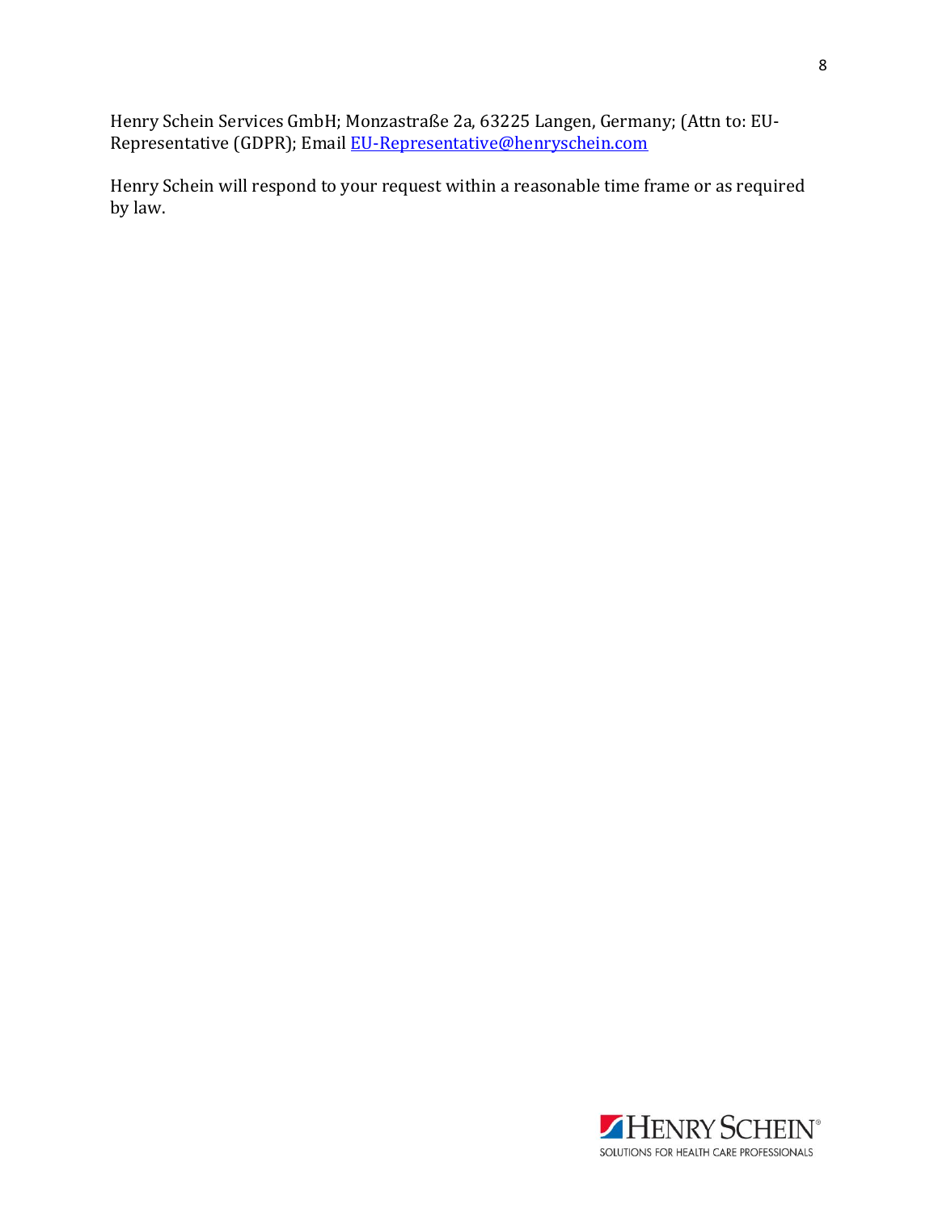Henry Schein Services GmbH; Monzastraße 2a, 63225 Langen, Germany; (Attn to: EU-Representative (GDPR); Email [EU-Representative@henryschein.com](mailto:EU-Representative@henryschein.com)

Henry Schein will respond to your request within a reasonable time frame or as required by law.

HENRY SCHEIN®
SOLUTIONS FOR HEALTH CARE PROFESSIONALS